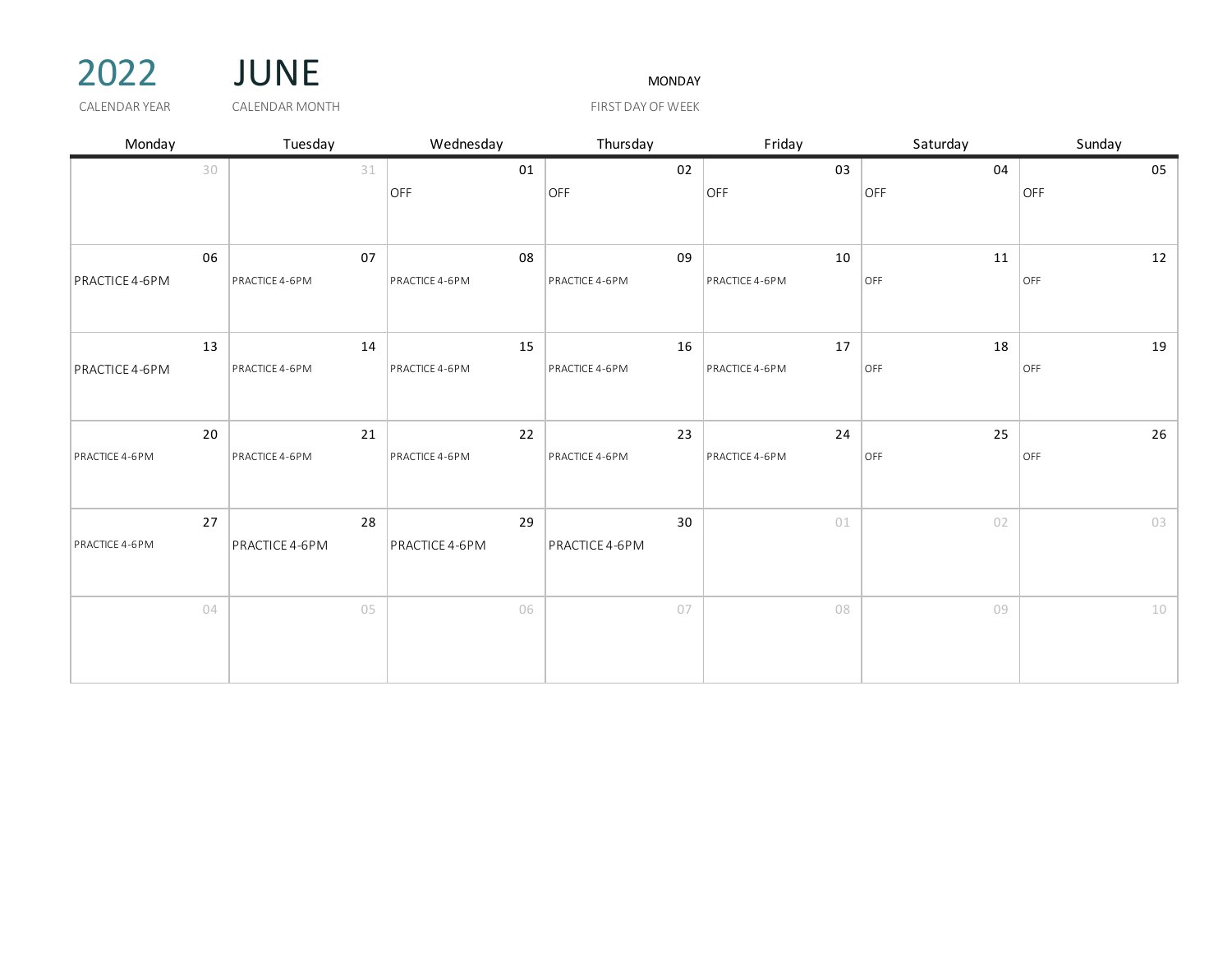2022 CALENDAR YEAR

JUNE CALENDAR MONTH

MONDAY FIRST DAY OF WEEK

| Monday | Tuesday | Wednesday | Thursday | Friday | Saturday | Sunday |
|---|---|---|---|---|---|---|
| 30 | 31 | 01 OFF | 02 OFF | 03 OFF | 04 OFF | 05 OFF |
| 06 PRACTICE 4-6PM | 07 PRACTICE 4-6PM | 08 PRACTICE 4-6PM | 09 PRACTICE 4-6PM | 10 PRACTICE 4-6PM | 11 OFF | 12 OFF |
| 13 PRACTICE 4-6PM | 14 PRACTICE 4-6PM | 15 PRACTICE 4-6PM | 16 PRACTICE 4-6PM | 17 PRACTICE 4-6PM | 18 OFF | 19 OFF |
| 20 PRACTICE 4-6PM | 21 PRACTICE 4-6PM | 22 PRACTICE 4-6PM | 23 PRACTICE 4-6PM | 24 PRACTICE 4-6PM | 25 OFF | 26 OFF |
| 27 PRACTICE 4-6PM | 28 PRACTICE 4-6PM | 29 PRACTICE 4-6PM | 30 PRACTICE 4-6PM | 01 | 02 | 03 |
| 04 | 05 | 06 | 07 | 08 | 09 | 10 |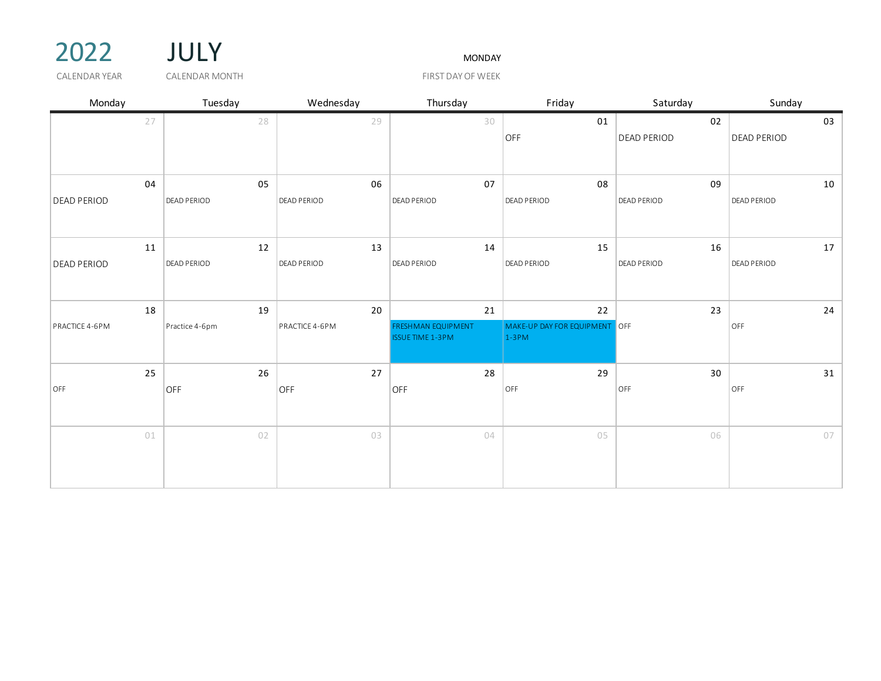# 2022 JULY

CALENDAR YEAR: 2022

CALENDAR MONTH: JULY

FIRST DAY OF WEEK: MONDAY

| Monday | Tuesday | Wednesday | Thursday | Friday | Saturday | Sunday |
|---|---|---|---|---|---|---|
| 27 | 28 | 29 | 30 | 01<br>OFF | 02<br>DEAD PERIOD | 03<br>DEAD PERIOD |
| 04<br>DEAD PERIOD | 05<br>DEAD PERIOD | 06<br>DEAD PERIOD | 07<br>DEAD PERIOD | 08<br>DEAD PERIOD | 09<br>DEAD PERIOD | 10<br>DEAD PERIOD |
| 11<br>DEAD PERIOD | 12<br>DEAD PERIOD | 13<br>DEAD PERIOD | 14<br>DEAD PERIOD | 15<br>DEAD PERIOD | 16<br>DEAD PERIOD | 17<br>DEAD PERIOD |
| 18<br>PRACTICE 4-6PM | 19<br>Practice 4-6pm | 20<br>PRACTICE 4-6PM | 21<br>FRESHMAN EQUIPMENT ISSUE TIME 1-3PM | 22<br>MAKE-UP DAY FOR EQUIPMENT 1-3PM | 23<br>OFF | 24<br>OFF |
| 25<br>OFF | 26<br>OFF | 27<br>OFF | 28<br>OFF | 29<br>OFF | 30<br>OFF | 31<br>OFF |
| 01 | 02 | 03 | 04 | 05 | 06 | 07 |